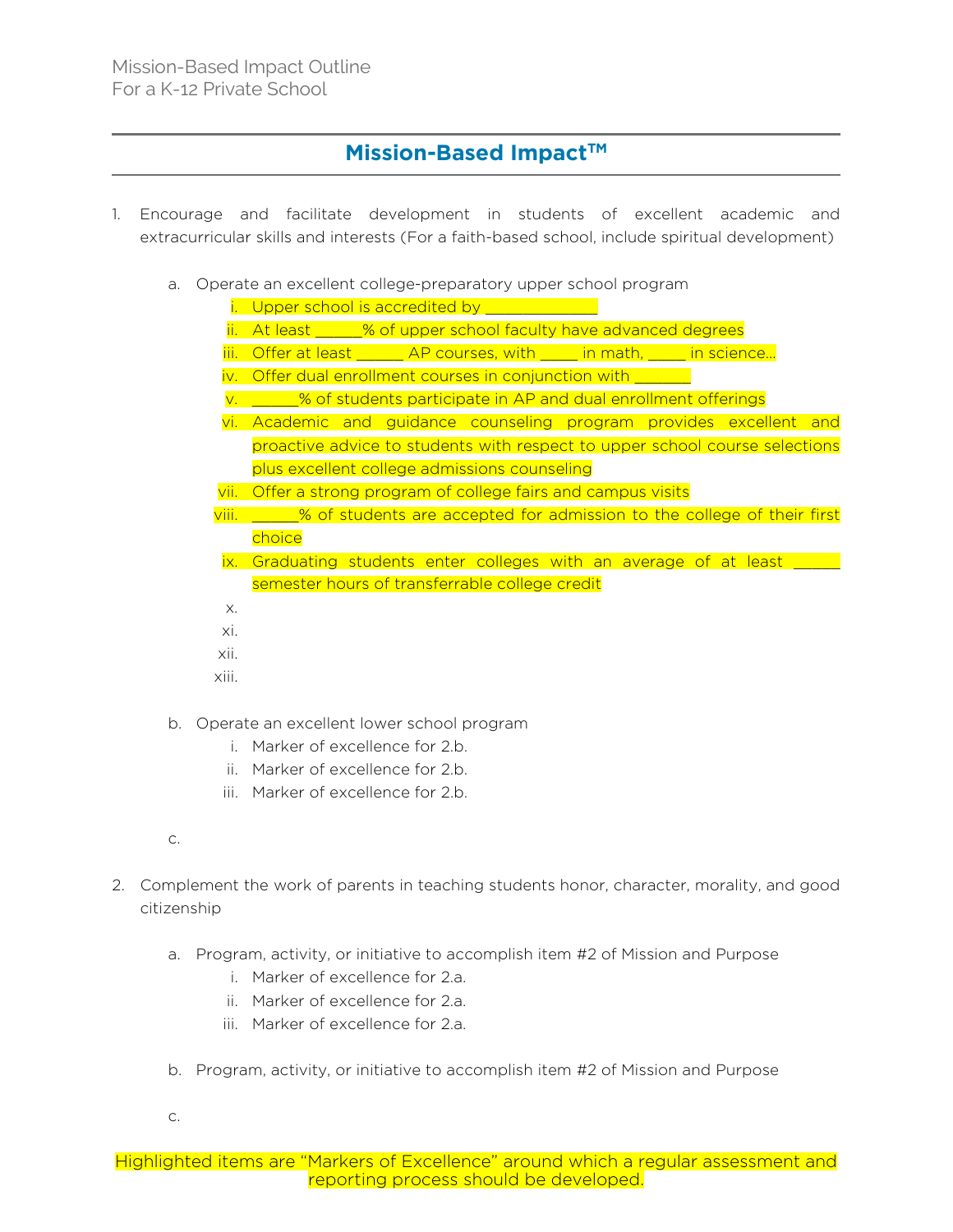Mission-Based Impact Outline
For a K-12 Private School

## Mission-Based Impact™

1. Encourage and facilitate development in students of excellent academic and extracurricular skills and interests (For a faith-based school, include spiritual development)

    a. Operate an excellent college-preparatory upper school program

        i. Upper school is accredited by _____________
        ii. At least ______% of upper school faculty have advanced degrees
        iii. Offer at least ______ AP courses, with _____ in math, _____ in science…
        iv. Offer dual enrollment courses in conjunction with _______
        v. ______% of students participate in AP and dual enrollment offerings
        vi. Academic and guidance counseling program provides excellent and proactive advice to students with respect to upper school course selections plus excellent college admissions counseling
        vii. Offer a strong program of college fairs and campus visits
        viii. ______% of students are accepted for admission to the college of their first choice
        ix. Graduating students enter colleges with an average of at least ______ semester hours of transferrable college credit
        x.
        xi.
        xii.
        xiii.

    b. Operate an excellent lower school program

        i. Marker of excellence for 2.b.
        ii. Marker of excellence for 2.b.
        iii. Marker of excellence for 2.b.

    c.

2. Complement the work of parents in teaching students honor, character, morality, and good citizenship

    a. Program, activity, or initiative to accomplish item #2 of Mission and Purpose

        i. Marker of excellence for 2.a.
        ii. Marker of excellence for 2.a.
        iii. Marker of excellence for 2.a.

    b. Program, activity, or initiative to accomplish item #2 of Mission and Purpose

    c.

Highlighted items are "Markers of Excellence" around which a regular assessment and reporting process should be developed.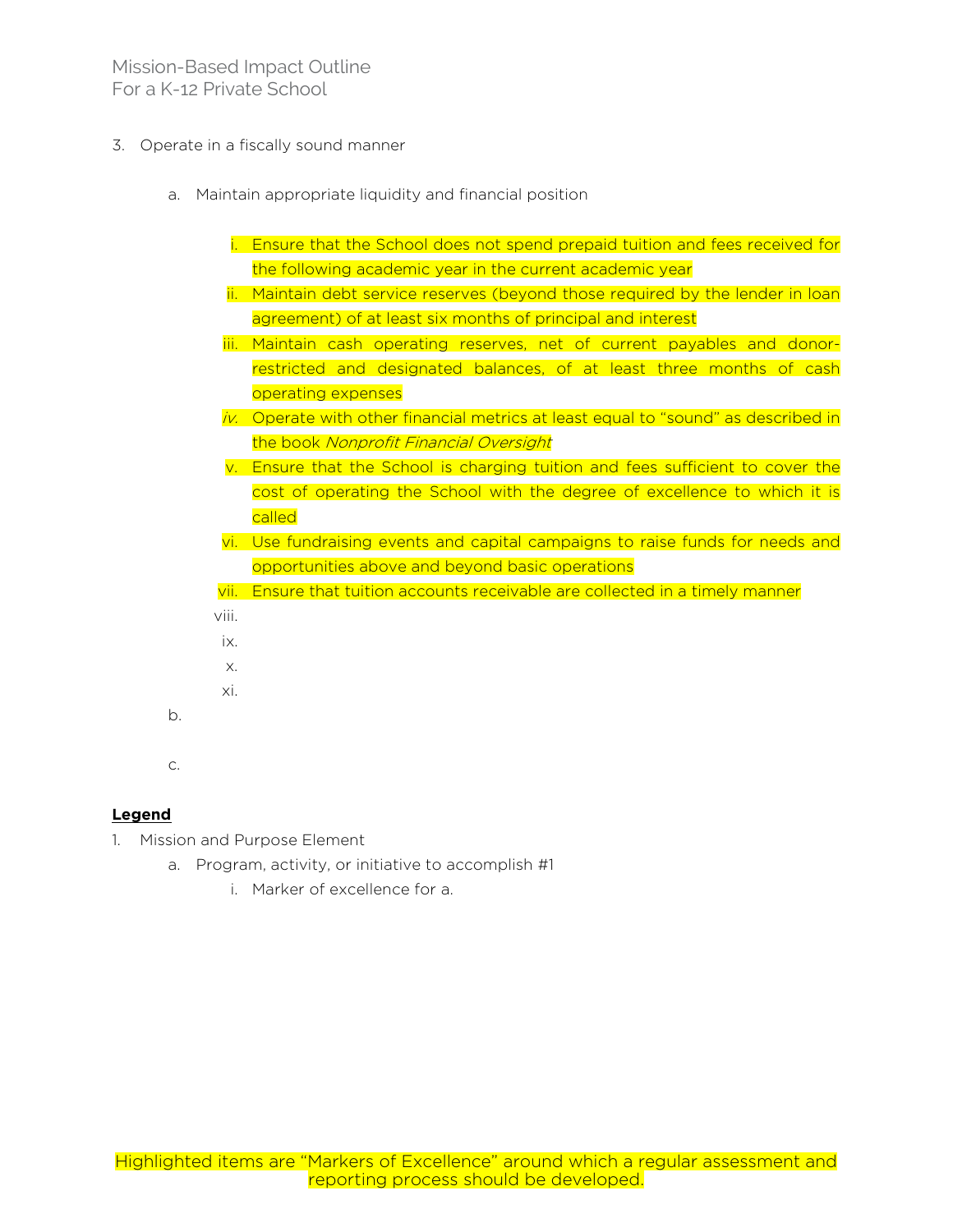3. Operate in a fiscally sound manner

    a. Maintain appropriate liquidity and financial position

        i. Ensure that the School does not spend prepaid tuition and fees received for the following academic year in the current academic year
        ii. Maintain debt service reserves (beyond those required by the lender in loan agreement) of at least six months of principal and interest
        iii. Maintain cash operating reserves, net of current payables and donor-restricted and designated balances, of at least three months of cash operating expenses
        iv. Operate with other financial metrics at least equal to "sound" as described in the book *Nonprofit Financial Oversight*
        v. Ensure that the School is charging tuition and fees sufficient to cover the cost of operating the School with the degree of excellence to which it is called
        vi. Use fundraising events and capital campaigns to raise funds for needs and opportunities above and beyond basic operations
        vii. Ensure that tuition accounts receivable are collected in a timely manner
        viii.
        ix.
        x.
        xi.

    b.

    c.

**Legend**

1. Mission and Purpose Element
    a. Program, activity, or initiative to accomplish #1
        i. Marker of excellence for a.

Highlighted items are "Markers of Excellence" around which a regular assessment and reporting process should be developed.